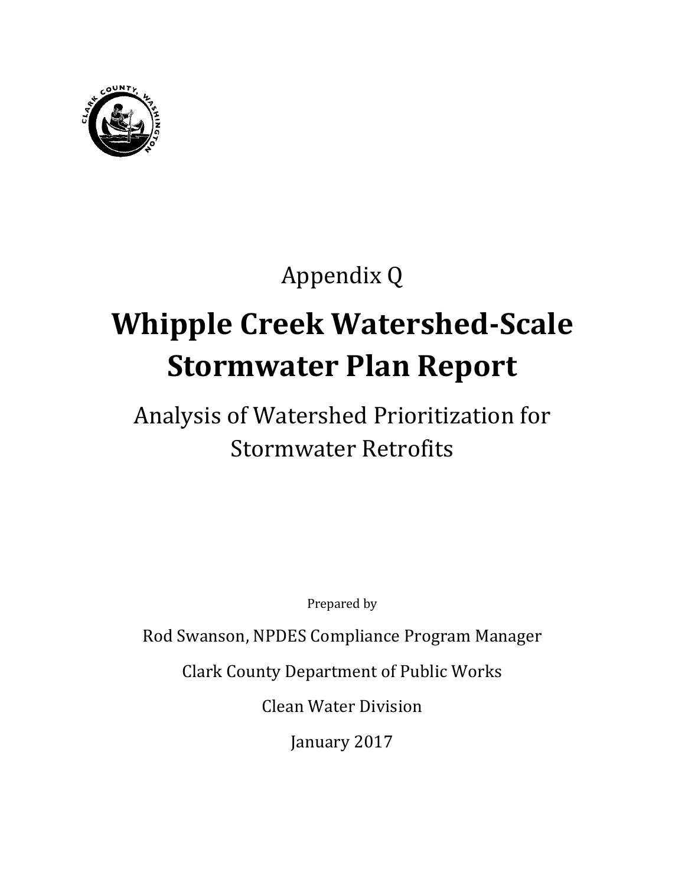Appendix Q

# Whipple Creek Watershed-Scale Stormwater Plan Report

## Analysis of Watershed Prioritization for Stormwater Retrofits

Prepared by

Rod Swanson, NPDES Compliance Program Manager

Clark County Department of Public Works

Clean Water Division

January 2017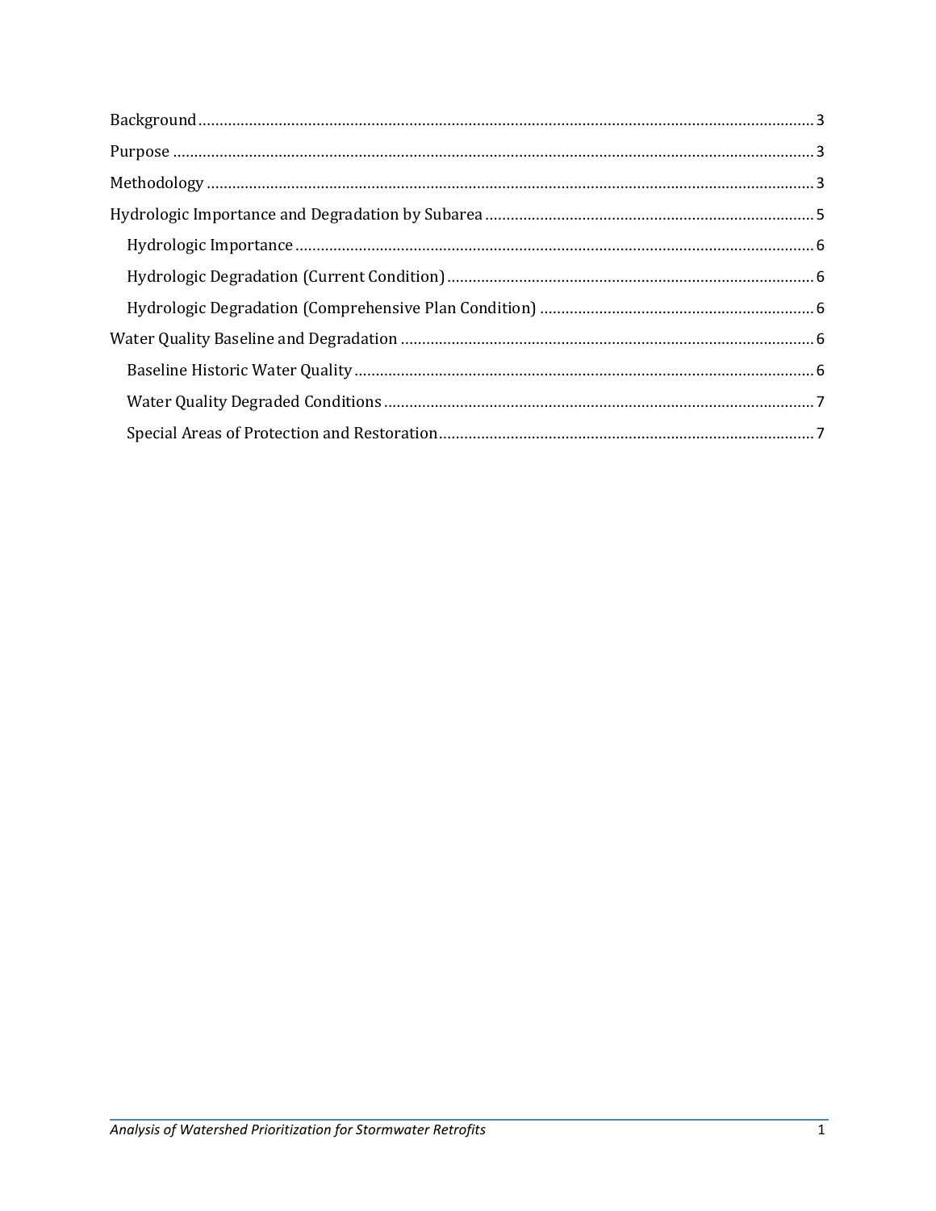Background .......... 3

Purpose .......... 3

Methodology .......... 3

Hydrologic Importance and Degradation by Subarea .......... 5

- Hydrologic Importance .......... 6
- Hydrologic Degradation (Current Condition) .......... 6
- Hydrologic Degradation (Comprehensive Plan Condition) .......... 6

Water Quality Baseline and Degradation .......... 6

- Baseline Historic Water Quality .......... 6
- Water Quality Degraded Conditions .......... 7
- Special Areas of Protection and Restoration .......... 7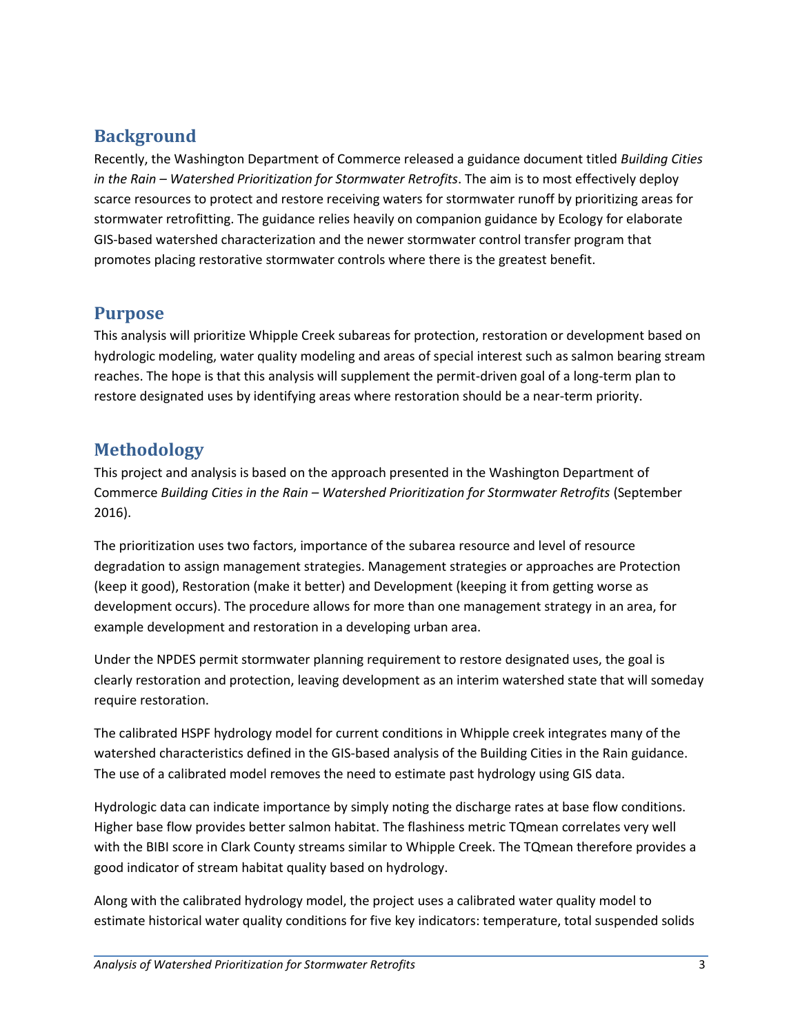## Background

Recently, the Washington Department of Commerce released a guidance document titled *Building Cities in the Rain – Watershed Prioritization for Stormwater Retrofits*. The aim is to most effectively deploy scarce resources to protect and restore receiving waters for stormwater runoff by prioritizing areas for stormwater retrofitting. The guidance relies heavily on companion guidance by Ecology for elaborate GIS-based watershed characterization and the newer stormwater control transfer program that promotes placing restorative stormwater controls where there is the greatest benefit.

## Purpose

This analysis will prioritize Whipple Creek subareas for protection, restoration or development based on hydrologic modeling, water quality modeling and areas of special interest such as salmon bearing stream reaches. The hope is that this analysis will supplement the permit-driven goal of a long-term plan to restore designated uses by identifying areas where restoration should be a near-term priority.

## Methodology

This project and analysis is based on the approach presented in the Washington Department of Commerce *Building Cities in the Rain – Watershed Prioritization for Stormwater Retrofits* (September 2016).

The prioritization uses two factors, importance of the subarea resource and level of resource degradation to assign management strategies. Management strategies or approaches are Protection (keep it good), Restoration (make it better) and Development (keeping it from getting worse as development occurs). The procedure allows for more than one management strategy in an area, for example development and restoration in a developing urban area.

Under the NPDES permit stormwater planning requirement to restore designated uses, the goal is clearly restoration and protection, leaving development as an interim watershed state that will someday require restoration.

The calibrated HSPF hydrology model for current conditions in Whipple creek integrates many of the watershed characteristics defined in the GIS-based analysis of the Building Cities in the Rain guidance. The use of a calibrated model removes the need to estimate past hydrology using GIS data.

Hydrologic data can indicate importance by simply noting the discharge rates at base flow conditions. Higher base flow provides better salmon habitat. The flashiness metric TQmean correlates very well with the BIBI score in Clark County streams similar to Whipple Creek. The TQmean therefore provides a good indicator of stream habitat quality based on hydrology.

Along with the calibrated hydrology model, the project uses a calibrated water quality model to estimate historical water quality conditions for five key indicators: temperature, total suspended solids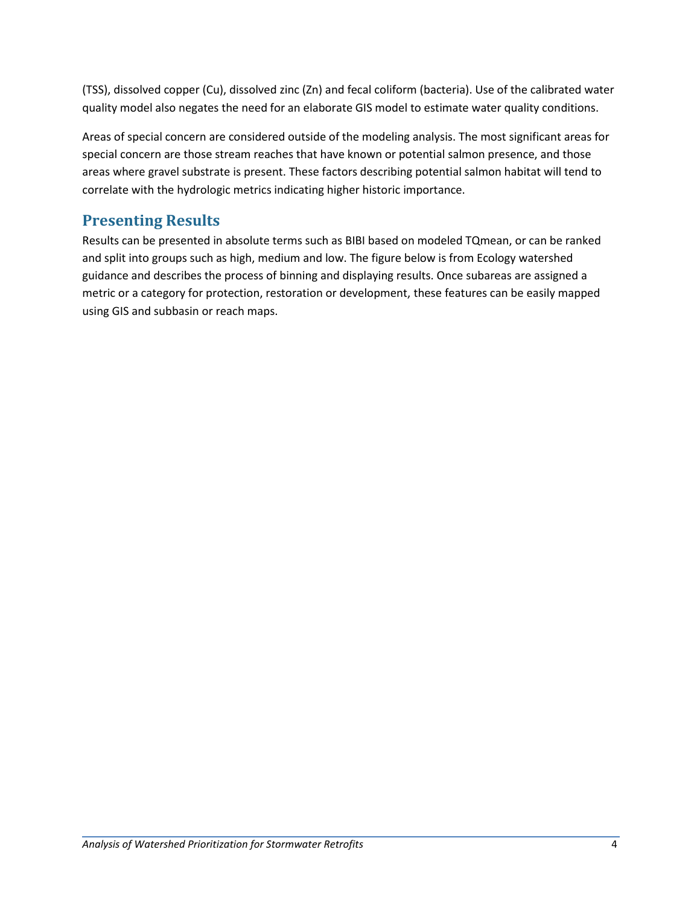(TSS), dissolved copper (Cu), dissolved zinc (Zn) and fecal coliform (bacteria). Use of the calibrated water quality model also negates the need for an elaborate GIS model to estimate water quality conditions.

Areas of special concern are considered outside of the modeling analysis. The most significant areas for special concern are those stream reaches that have known or potential salmon presence, and those areas where gravel substrate is present. These factors describing potential salmon habitat will tend to correlate with the hydrologic metrics indicating higher historic importance.

## Presenting Results

Results can be presented in absolute terms such as BIBI based on modeled TQmean, or can be ranked and split into groups such as high, medium and low. The figure below is from Ecology watershed guidance and describes the process of binning and displaying results. Once subareas are assigned a metric or a category for protection, restoration or development, these features can be easily mapped using GIS and subbasin or reach maps.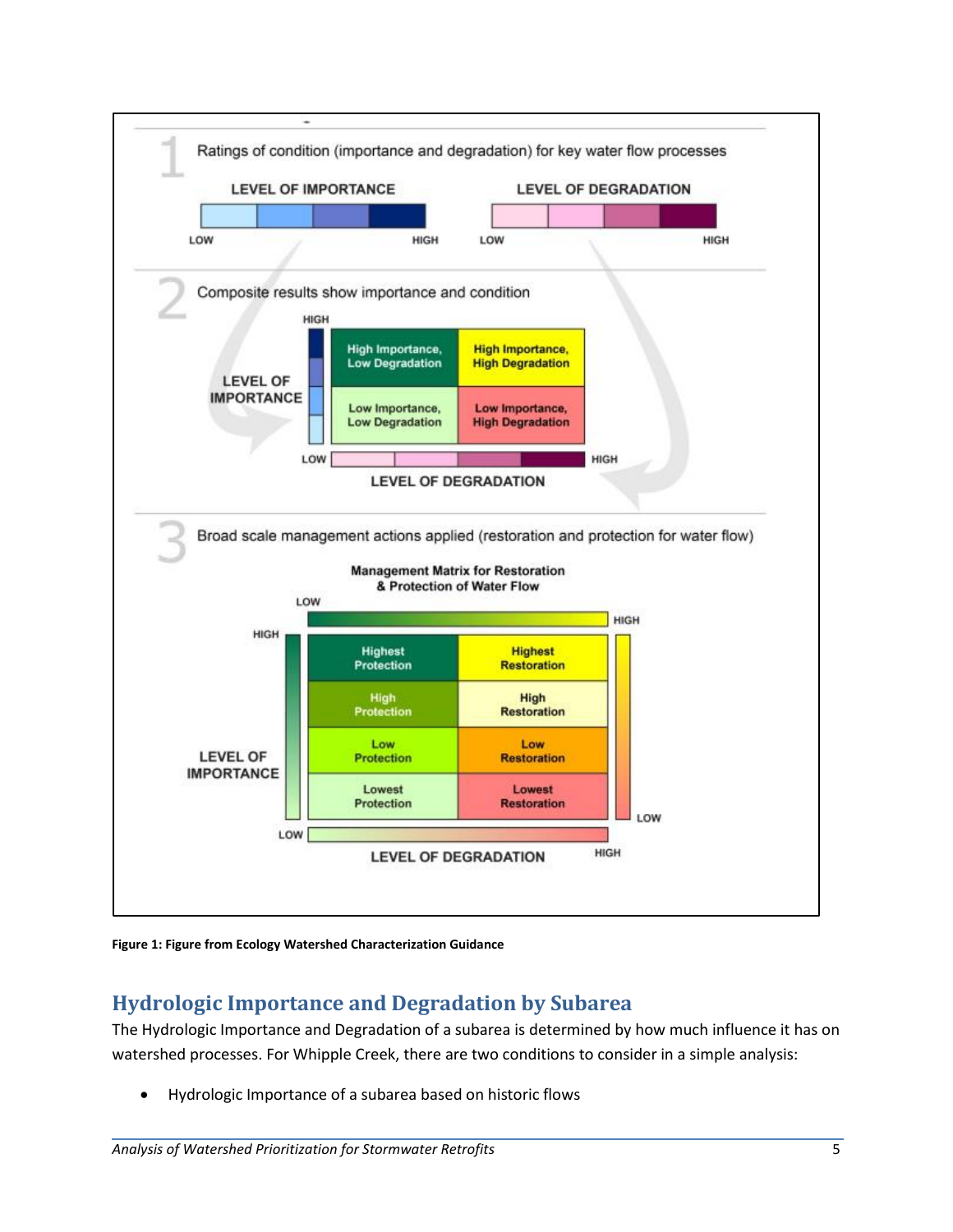1 Ratings of condition (importance and degradation) for key water flow processes

LEVEL OF IMPORTANCE — LOW to HIGH

LEVEL OF DEGRADATION — LOW to HIGH

2 Composite results show importance and condition

| LEVEL OF IMPORTANCE | LOW DEGRADATION | HIGH DEGRADATION |
|---|---|---|
| HIGH | High Importance, Low Degradation | High Importance, High Degradation |
| LOW | Low Importance, Low Degradation | Low Importance, High Degradation |

LEVEL OF DEGRADATION — LOW to HIGH

3 Broad scale management actions applied (restoration and protection for water flow)

**Management Matrix for Restoration & Protection of Water Flow**

| LEVEL OF IMPORTANCE | LOW DEGRADATION | HIGH DEGRADATION |
|---|---|---|
| HIGH | Highest Protection | Highest Restoration |
| | High Protection | High Restoration |
| | Low Protection | Low Restoration |
| LOW | Lowest Protection | Lowest Restoration |

LEVEL OF DEGRADATION — LOW to HIGH

**Figure 1: Figure from Ecology Watershed Characterization Guidance**

## Hydrologic Importance and Degradation by Subarea

The Hydrologic Importance and Degradation of a subarea is determined by how much influence it has on watershed processes. For Whipple Creek, there are two conditions to consider in a simple analysis:

- Hydrologic Importance of a subarea based on historic flows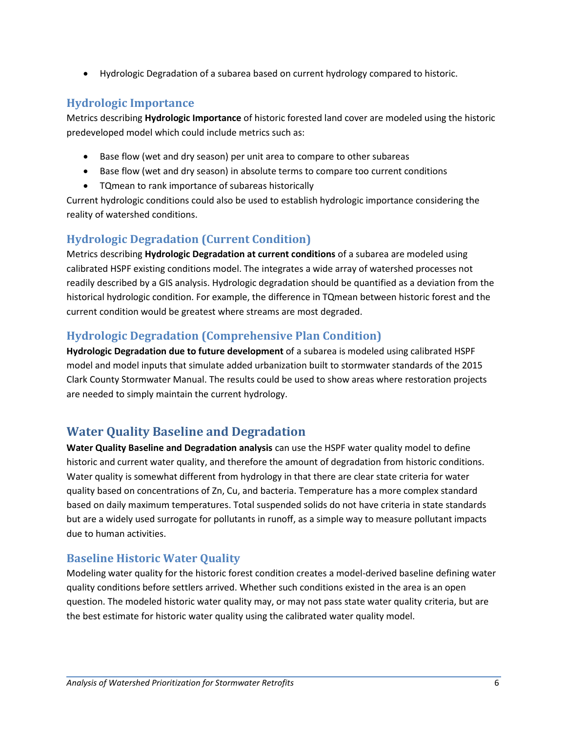- Hydrologic Degradation of a subarea based on current hydrology compared to historic.

### Hydrologic Importance

Metrics describing **Hydrologic Importance** of historic forested land cover are modeled using the historic predeveloped model which could include metrics such as:

- Base flow (wet and dry season) per unit area to compare to other subareas
- Base flow (wet and dry season) in absolute terms to compare too current conditions
- TQmean to rank importance of subareas historically

Current hydrologic conditions could also be used to establish hydrologic importance considering the reality of watershed conditions.

### Hydrologic Degradation (Current Condition)

Metrics describing **Hydrologic Degradation at current conditions** of a subarea are modeled using calibrated HSPF existing conditions model. The integrates a wide array of watershed processes not readily described by a GIS analysis. Hydrologic degradation should be quantified as a deviation from the historical hydrologic condition. For example, the difference in TQmean between historic forest and the current condition would be greatest where streams are most degraded.

### Hydrologic Degradation (Comprehensive Plan Condition)

**Hydrologic Degradation due to future development** of a subarea is modeled using calibrated HSPF model and model inputs that simulate added urbanization built to stormwater standards of the 2015 Clark County Stormwater Manual. The results could be used to show areas where restoration projects are needed to simply maintain the current hydrology.

## Water Quality Baseline and Degradation

**Water Quality Baseline and Degradation analysis** can use the HSPF water quality model to define historic and current water quality, and therefore the amount of degradation from historic conditions. Water quality is somewhat different from hydrology in that there are clear state criteria for water quality based on concentrations of Zn, Cu, and bacteria. Temperature has a more complex standard based on daily maximum temperatures. Total suspended solids do not have criteria in state standards but are a widely used surrogate for pollutants in runoff, as a simple way to measure pollutant impacts due to human activities.

### Baseline Historic Water Quality

Modeling water quality for the historic forest condition creates a model-derived baseline defining water quality conditions before settlers arrived. Whether such conditions existed in the area is an open question. The modeled historic water quality may, or may not pass state water quality criteria, but are the best estimate for historic water quality using the calibrated water quality model.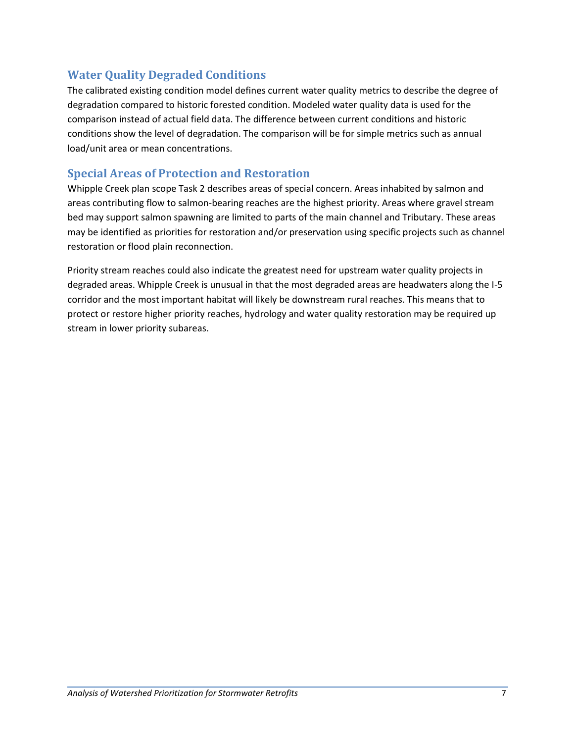## Water Quality Degraded Conditions

The calibrated existing condition model defines current water quality metrics to describe the degree of degradation compared to historic forested condition. Modeled water quality data is used for the comparison instead of actual field data. The difference between current conditions and historic conditions show the level of degradation. The comparison will be for simple metrics such as annual load/unit area or mean concentrations.

## Special Areas of Protection and Restoration

Whipple Creek plan scope Task 2 describes areas of special concern. Areas inhabited by salmon and areas contributing flow to salmon-bearing reaches are the highest priority. Areas where gravel stream bed may support salmon spawning are limited to parts of the main channel and Tributary. These areas may be identified as priorities for restoration and/or preservation using specific projects such as channel restoration or flood plain reconnection.

Priority stream reaches could also indicate the greatest need for upstream water quality projects in degraded areas. Whipple Creek is unusual in that the most degraded areas are headwaters along the I-5 corridor and the most important habitat will likely be downstream rural reaches. This means that to protect or restore higher priority reaches, hydrology and water quality restoration may be required up stream in lower priority subareas.